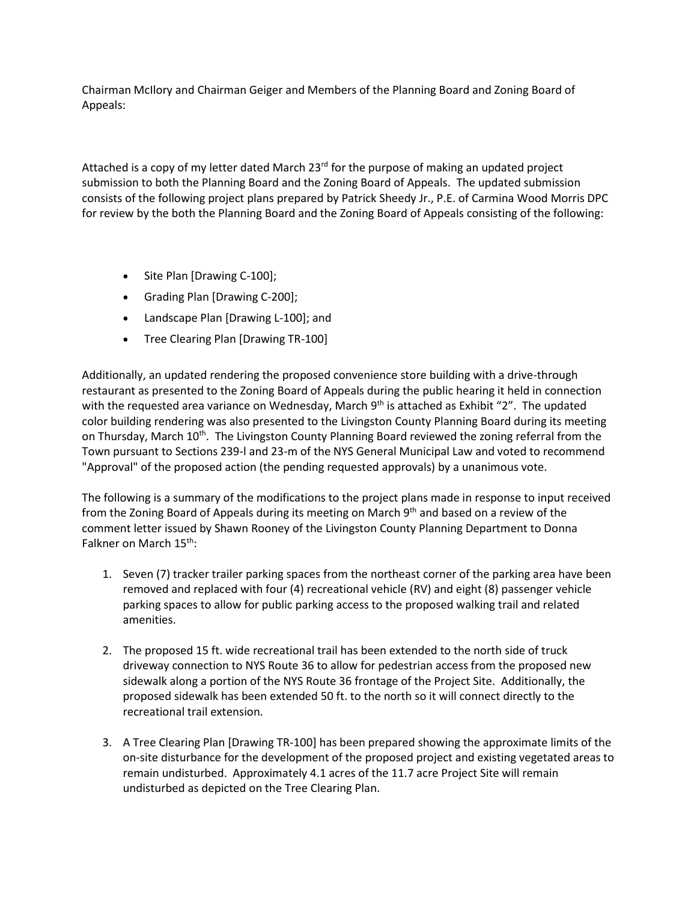Chairman McIlory and Chairman Geiger and Members of the Planning Board and Zoning Board of Appeals:

Attached is a copy of my letter dated March 23rd for the purpose of making an updated project submission to both the Planning Board and the Zoning Board of Appeals. The updated submission consists of the following project plans prepared by Patrick Sheedy Jr., P.E. of Carmina Wood Morris DPC for review by the both the Planning Board and the Zoning Board of Appeals consisting of the following:

- Site Plan [Drawing C-100];
- Grading Plan [Drawing C-200];
- Landscape Plan [Drawing L-100]; and
- Tree Clearing Plan [Drawing TR-100]

Additionally, an updated rendering the proposed convenience store building with a drive-through restaurant as presented to the Zoning Board of Appeals during the public hearing it held in connection with the requested area variance on Wednesday, March 9th is attached as Exhibit "2". The updated color building rendering was also presented to the Livingston County Planning Board during its meeting on Thursday, March 10th. The Livingston County Planning Board reviewed the zoning referral from the Town pursuant to Sections 239-l and 23-m of the NYS General Municipal Law and voted to recommend "Approval" of the proposed action (the pending requested approvals) by a unanimous vote.

The following is a summary of the modifications to the project plans made in response to input received from the Zoning Board of Appeals during its meeting on March 9th and based on a review of the comment letter issued by Shawn Rooney of the Livingston County Planning Department to Donna Falkner on March 15th:

1. Seven (7) tracker trailer parking spaces from the northeast corner of the parking area have been removed and replaced with four (4) recreational vehicle (RV) and eight (8) passenger vehicle parking spaces to allow for public parking access to the proposed walking trail and related amenities.

2. The proposed 15 ft. wide recreational trail has been extended to the north side of truck driveway connection to NYS Route 36 to allow for pedestrian access from the proposed new sidewalk along a portion of the NYS Route 36 frontage of the Project Site. Additionally, the proposed sidewalk has been extended 50 ft. to the north so it will connect directly to the recreational trail extension.

3. A Tree Clearing Plan [Drawing TR-100] has been prepared showing the approximate limits of the on-site disturbance for the development of the proposed project and existing vegetated areas to remain undisturbed. Approximately 4.1 acres of the 11.7 acre Project Site will remain undisturbed as depicted on the Tree Clearing Plan.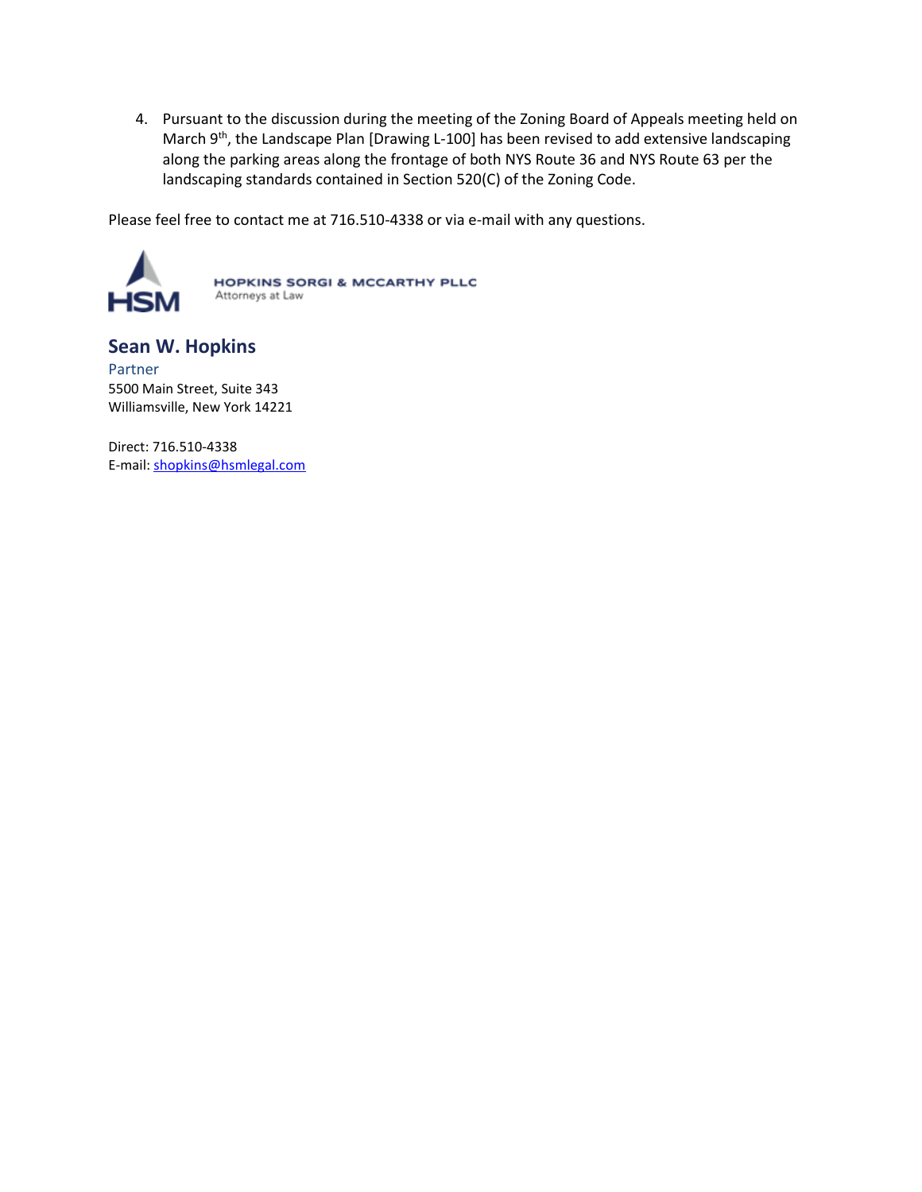4. Pursuant to the discussion during the meeting of the Zoning Board of Appeals meeting held on March 9th, the Landscape Plan [Drawing L-100] has been revised to add extensive landscaping along the parking areas along the frontage of both NYS Route 36 and NYS Route 63 per the landscaping standards contained in Section 520(C) of the Zoning Code.

Please feel free to contact me at 716.510-4338 or via e-mail with any questions.

HSM

HOPKINS SORGI & MCCARTHY PLLC
Attorneys at Law

**Sean W. Hopkins**
Partner
5500 Main Street, Suite 343
Williamsville, New York 14221

Direct: 716.510-4338
E-mail: shopkins@hsmlegal.com